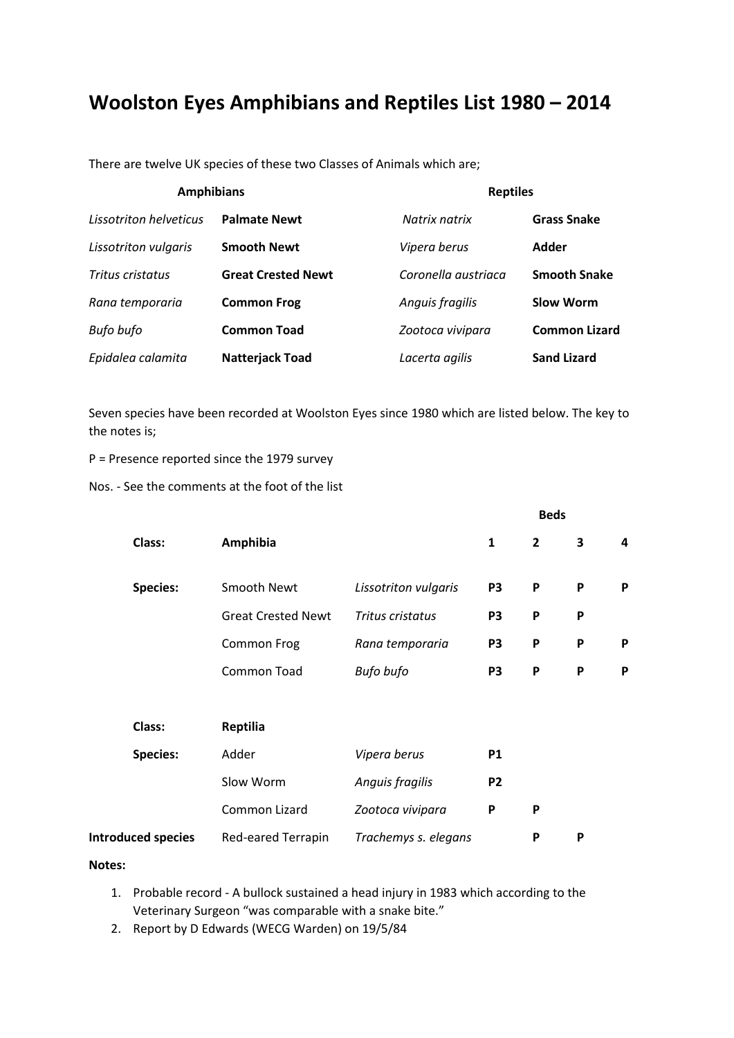# Woolston Eyes Amphibians and Reptiles List 1980 – 2014

There are twelve UK species of these two Classes of Animals which are;

| Amphibians | | Reptiles | |
|---|---|---|---|
| *Lissotriton helveticus* | **Palmate Newt** | *Natrix natrix* | **Grass Snake** |
| *Lissotriton vulgaris* | **Smooth Newt** | *Vipera berus* | **Adder** |
| *Tritus cristatus* | **Great Crested Newt** | *Coronella austriaca* | **Smooth Snake** |
| *Rana temporaria* | **Common Frog** | *Anguis fragilis* | **Slow Worm** |
| *Bufo bufo* | **Common Toad** | *Zootoca vivipara* | **Common Lizard** |
| *Epidalea calamita* | **Natterjack Toad** | *Lacerta agilis* | **Sand Lizard** |

Seven species have been recorded at Woolston Eyes since 1980 which are listed below. The key to the notes is;

P = Presence reported since the 1979 survey

Nos. - See the comments at the foot of the list

| | | | Beds | | | |
|---|---|---|---|---|---|---|
| **Class:** | **Amphibia** | | **1** | **2** | **3** | **4** |
| **Species:** | Smooth Newt | *Lissotriton vulgaris* | **P3** | **P** | **P** | **P** |
| | Great Crested Newt | *Tritus cristatus* | **P3** | **P** | **P** | |
| | Common Frog | *Rana temporaria* | **P3** | **P** | **P** | **P** |
| | Common Toad | *Bufo bufo* | **P3** | **P** | **P** | **P** |
| **Class:** | **Reptilia** | | | | | |
| **Species:** | Adder | *Vipera berus* | **P1** | | | |
| | Slow Worm | *Anguis fragilis* | **P2** | | | |
| | Common Lizard | *Zootoca vivipara* | **P** | **P** | | |
| **Introduced species** | Red-eared Terrapin | *Trachemys s. elegans* | | **P** | **P** | |

**Notes:**

1. Probable record - A bullock sustained a head injury in 1983 which according to the Veterinary Surgeon "was comparable with a snake bite."
2. Report by D Edwards (WECG Warden) on 19/5/84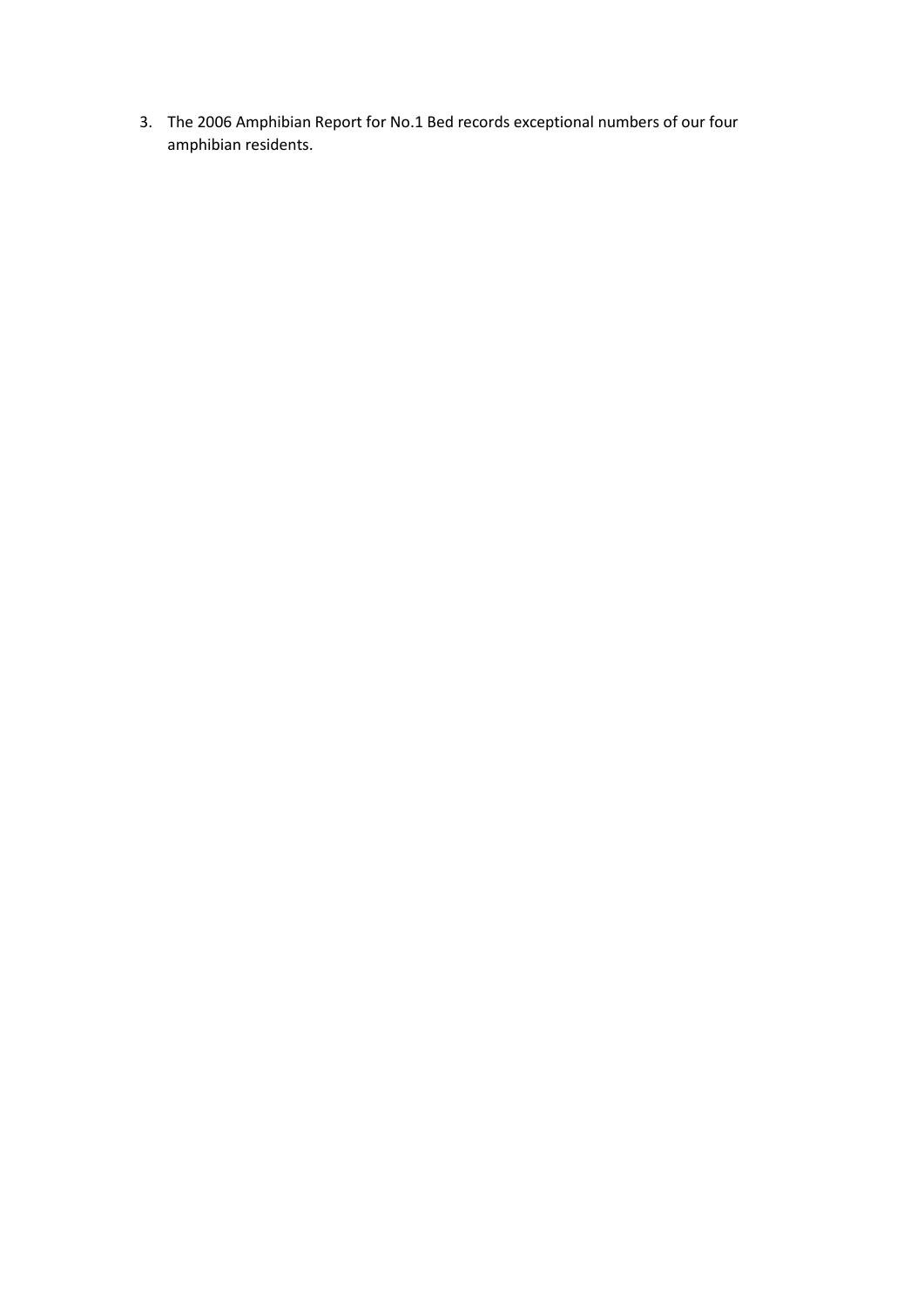3. The 2006 Amphibian Report for No.1 Bed records exceptional numbers of our four amphibian residents.